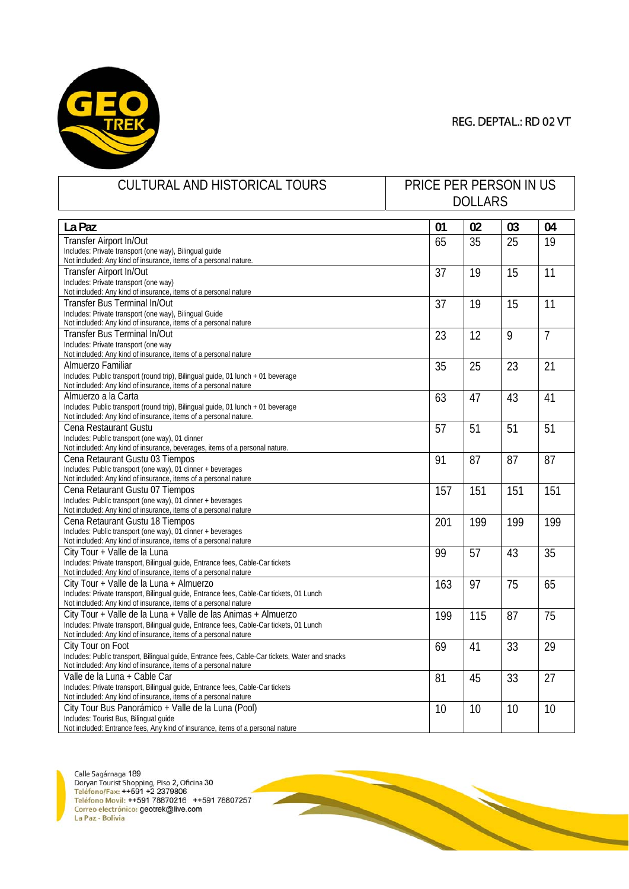REG. DEPTAL.: RD 02 VT

| CULTURAL AND HISTORICAL TOURS | PRICE PER PERSON IN US DOLLARS |
|---|---|

| **La Paz** | **01** | **02** | **03** | **04** |
|---|---|---|---|---|
| Transfer Airport In/Out<br>Includes: Private transport (one way), Bilingual guide<br>Not included: Any kind of insurance, items of a personal nature. | 65 | 35 | 25 | 19 |
| Transfer Airport In/Out<br>Includes: Private transport (one way)<br>Not included: Any kind of insurance, items of a personal nature | 37 | 19 | 15 | 11 |
| Transfer Bus Terminal In/Out<br>Includes: Private transport (one way), Bilingual Guide<br>Not included: Any kind of insurance, items of a personal nature | 37 | 19 | 15 | 11 |
| Transfer Bus Terminal In/Out<br>Includes: Private transport (one way<br>Not included: Any kind of insurance, items of a personal nature | 23 | 12 | 9 | 7 |
| Almuerzo Familiar<br>Includes: Public transport (round trip), Bilingual guide, 01 lunch + 01 beverage<br>Not included: Any kind of insurance, items of a personal nature | 35 | 25 | 23 | 21 |
| Almuerzo a la Carta<br>Includes: Public transport (round trip), Bilingual guide, 01 lunch + 01 beverage<br>Not included: Any kind of insurance, items of a personal nature. | 63 | 47 | 43 | 41 |
| Cena Restaurant Gustu<br>Includes: Public transport (one way), 01 dinner<br>Not included: Any kind of insurance, beverages, items of a personal nature. | 57 | 51 | 51 | 51 |
| Cena Retaurant Gustu 03 Tiempos<br>Includes: Public transport (one way), 01 dinner + beverages<br>Not included: Any kind of insurance, items of a personal nature | 91 | 87 | 87 | 87 |
| Cena Retaurant Gustu 07 Tiempos<br>Includes: Public transport (one way), 01 dinner + beverages<br>Not included: Any kind of insurance, items of a personal nature | 157 | 151 | 151 | 151 |
| Cena Retaurant Gustu 18 Tiempos<br>Includes: Public transport (one way), 01 dinner + beverages<br>Not included: Any kind of insurance, items of a personal nature | 201 | 199 | 199 | 199 |
| City Tour + Valle de la Luna<br>Includes: Private transport, Bilingual guide, Entrance fees, Cable-Car tickets<br>Not included: Any kind of insurance, items of a personal nature | 99 | 57 | 43 | 35 |
| City Tour + Valle de la Luna + Almuerzo<br>Includes: Private transport, Bilingual guide, Entrance fees, Cable-Car tickets, 01 Lunch<br>Not included: Any kind of insurance, items of a personal nature | 163 | 97 | 75 | 65 |
| City Tour + Valle de la Luna + Valle de las Animas + Almuerzo<br>Includes: Private transport, Bilingual guide, Entrance fees, Cable-Car tickets, 01 Lunch<br>Not included: Any kind of insurance, items of a personal nature | 199 | 115 | 87 | 75 |
| City Tour on Foot<br>Includes: Public transport, Bilingual guide, Entrance fees, Cable-Car tickets, Water and snacks<br>Not included: Any kind of insurance, items of a personal nature | 69 | 41 | 33 | 29 |
| Valle de la Luna + Cable Car<br>Includes: Private transport, Bilingual guide, Entrance fees, Cable-Car tickets<br>Not included: Any kind of insurance, items of a personal nature | 81 | 45 | 33 | 27 |
| City Tour Bus Panorámico + Valle de la Luna (Pool)<br>Includes: Tourist Bus, Bilingual guide<br>Not included: Entrance fees, Any kind of insurance, items of a personal nature | 10 | 10 | 10 | 10 |

Calle Sagárnaga 189
Doryan Tourist Shopping, Piso 2, Oficina 30
Teléfono/Fax: ++591 +2 2379806
Teléfono Movil: ++591 78870216 ++591 78807257
Correo electrónico: geotrek@live.com
La Paz - Bolivia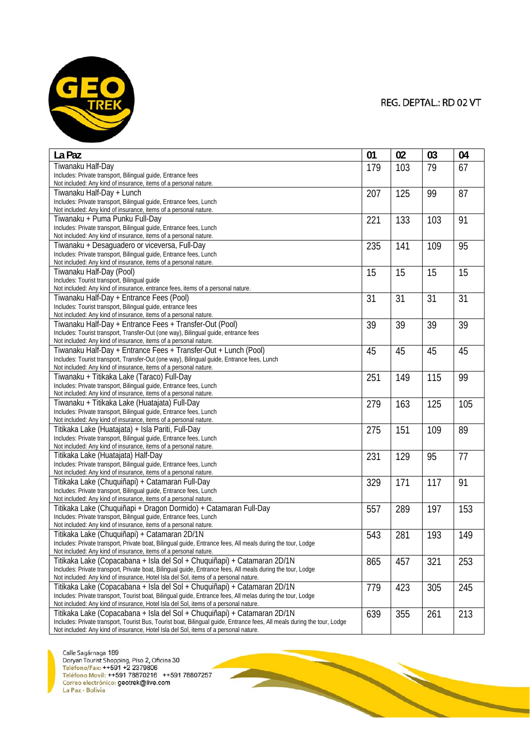REG. DEPTAL.: RD 02 VT

| La Paz | 01 | 02 | 03 | 04 |
|---|---|---|---|---|
| Tiwanaku Half-Day<br>Includes: Private transport, Bilingual guide, Entrance fees<br>Not included: Any kind of insurance, items of a personal nature. | 179 | 103 | 79 | 67 |
| Tiwanaku Half-Day + Lunch<br>Includes: Private transport, Bilingual guide, Entrance fees, Lunch<br>Not included: Any kind of insurance, items of a personal nature. | 207 | 125 | 99 | 87 |
| Tiwanaku + Puma Punku Full-Day<br>Includes: Private transport, Bilingual guide, Entrance fees, Lunch<br>Not included: Any kind of insurance, items of a personal nature. | 221 | 133 | 103 | 91 |
| Tiwanaku + Desaguadero or viceversa, Full-Day<br>Includes: Private transport, Bilingual guide, Entrance fees, Lunch<br>Not included: Any kind of insurance, items of a personal nature. | 235 | 141 | 109 | 95 |
| Tiwanaku Half-Day (Pool)<br>Includes: Tourist transport, Bilingual guide<br>Not included: Any kind of insurance, entrance fees, items of a personal nature. | 15 | 15 | 15 | 15 |
| Tiwanaku Half-Day + Entrance Fees (Pool)<br>Includes: Tourist transport, Bilingual guide, entrance fees<br>Not included: Any kind of insurance, items of a personal nature. | 31 | 31 | 31 | 31 |
| Tiwanaku Half-Day + Entrance Fees + Transfer-Out (Pool)<br>Includes: Tourist transport, Transfer-Out (one way), Bilingual guide, entrance fees<br>Not included: Any kind of insurance, items of a personal nature. | 39 | 39 | 39 | 39 |
| Tiwanaku Half-Day + Entrance Fees + Transfer-Out + Lunch (Pool)<br>Includes: Tourist transport, Transfer-Out (one way), Bilingual guide, Entrance fees, Lunch<br>Not included: Any kind of insurance, items of a personal nature. | 45 | 45 | 45 | 45 |
| Tiwanaku + Titikaka Lake (Taraco) Full-Day<br>Includes: Private transport, Bilingual guide, Entrance fees, Lunch<br>Not included: Any kind of insurance, items of a personal nature. | 251 | 149 | 115 | 99 |
| Tiwanaku + Titikaka Lake (Huatajata) Full-Day<br>Includes: Private transport, Bilingual guide, Entrance fees, Lunch<br>Not included: Any kind of insurance, items of a personal nature. | 279 | 163 | 125 | 105 |
| Titikaka Lake (Huatajata) + Isla Pariti, Full-Day<br>Includes: Private transport, Bilingual guide, Entrance fees, Lunch<br>Not included: Any kind of insurance, items of a personal nature. | 275 | 151 | 109 | 89 |
| Titikaka Lake (Huatajata) Half-Day<br>Includes: Private transport, Bilingual guide, Entrance fees, Lunch<br>Not included: Any kind of insurance, items of a personal nature. | 231 | 129 | 95 | 77 |
| Titikaka Lake (Chuquiñapi) + Catamaran Full-Day<br>Includes: Private transport, Bilingual guide, Entrance fees, Lunch<br>Not included: Any kind of insurance, items of a personal nature. | 329 | 171 | 117 | 91 |
| Titikaka Lake (Chuquiñapi + Dragon Dormido) + Catamaran Full-Day<br>Includes: Private transport, Bilingual guide, Entrance fees, Lunch<br>Not included: Any kind of insurance, items of a personal nature. | 557 | 289 | 197 | 153 |
| Titikaka Lake (Chuquiñapi) + Catamaran 2D/1N<br>Includes: Private transport, Private boat, Bilingual guide, Entrance fees, All meals during the tour, Lodge<br>Not included: Any kind of insurance, Hotel Isla del Sol, items of a personal nature. | 543 | 281 | 193 | 149 |
| Titikaka Lake (Copacabana + Isla del Sol + Chuquiñapi) + Catamaran 2D/1N<br>Includes: Private transport, Private boat, Bilingual guide, Entrance fees, All meals during the tour, Lodge<br>Not included: Any kind of insurance, Hotel Isla del Sol, items of a personal nature. | 865 | 457 | 321 | 253 |
| Titikaka Lake (Copacabana + Isla del Sol + Chuquiñapi) + Catamaran 2D/1N<br>Includes: Private transport, Tourist boat, Bilingual guide, Entrance fees, All melas during the tour, Lodge<br>Not included: Any kind of insurance, Hotel Isla del Sol, items of a personal nature. | 779 | 423 | 305 | 245 |
| Titikaka Lake (Copacabana + Isla del Sol + Chuquiñapi) + Catamaran 2D/1N<br>Includes: Private transport, Tourist Bus, Tourist boat, Bilingual guide, Entrance fees, All meals during the tour, Lodge<br>Not included: Any kind of insurance, Hotel Isla del Sol, items of a personal nature. | 639 | 355 | 261 | 213 |

Calle Sagárnaga 189
Doryan Tourist Shopping, Piso 2, Oficina 30
Teléfono/Fax: ++591 +2 2379806
Teléfono Movil: ++591 78870216 ++591 78807257
Correo electrónico: geotrek@live.com
La Paz - Bolivia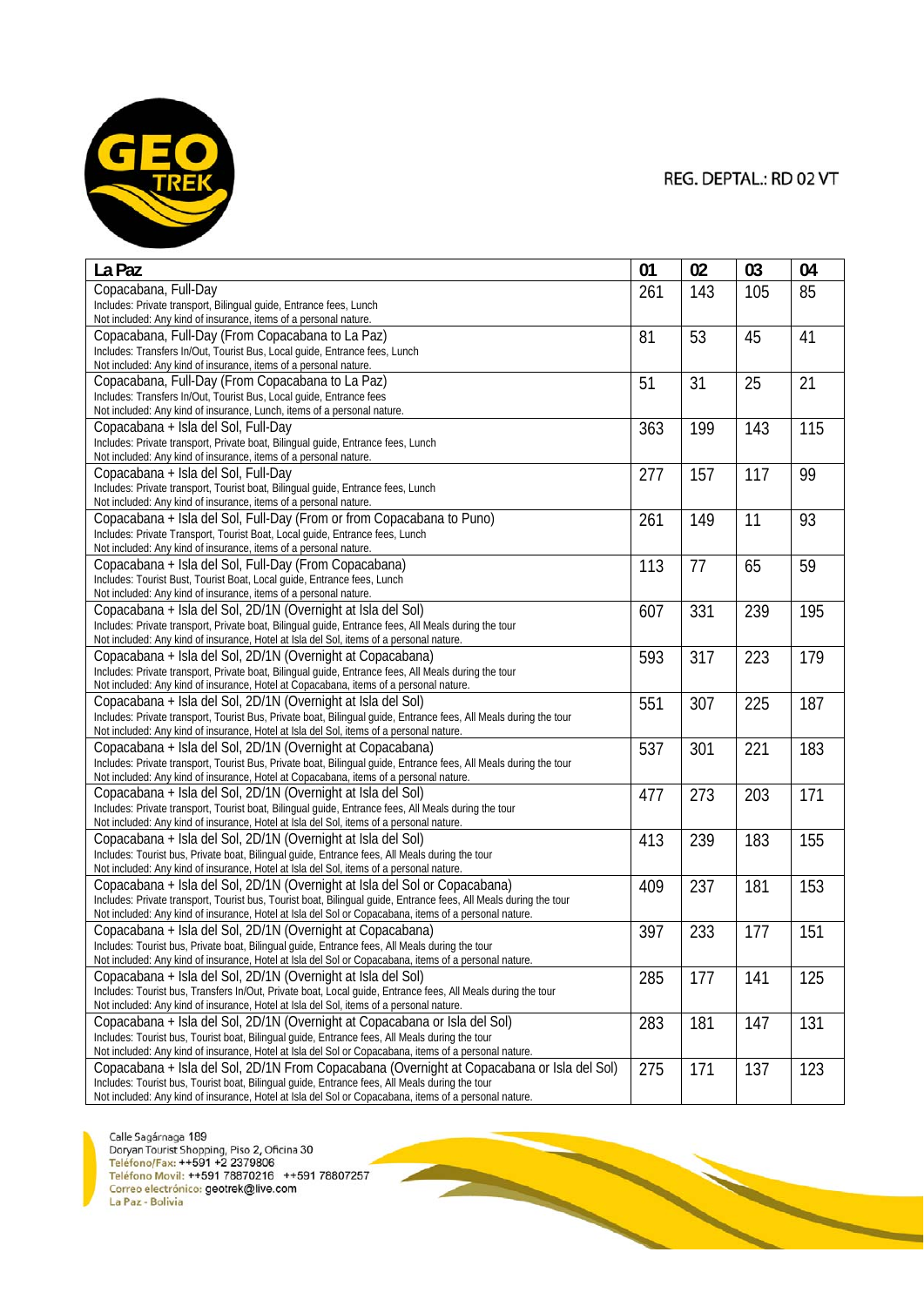REG. DEPTAL.: RD 02 VT

| La Paz | 01 | 02 | 03 | 04 |
|---|---|---|---|---|
| Copacabana, Full-Day<br>Includes: Private transport, Bilingual guide, Entrance fees, Lunch<br>Not included: Any kind of insurance, items of a personal nature. | 261 | 143 | 105 | 85 |
| Copacabana, Full-Day (From Copacabana to La Paz)<br>Includes: Transfers In/Out, Tourist Bus, Local guide, Entrance fees, Lunch<br>Not included: Any kind of insurance, items of a personal nature. | 81 | 53 | 45 | 41 |
| Copacabana, Full-Day (From Copacabana to La Paz)<br>Includes: Transfers In/Out, Tourist Bus, Local guide, Entrance fees<br>Not included: Any kind of insurance, Lunch, items of a personal nature. | 51 | 31 | 25 | 21 |
| Copacabana + Isla del Sol, Full-Day<br>Includes: Private transport, Private boat, Bilingual guide, Entrance fees, Lunch<br>Not included: Any kind of insurance, items of a personal nature. | 363 | 199 | 143 | 115 |
| Copacabana + Isla del Sol, Full-Day<br>Includes: Private transport, Tourist boat, Bilingual guide, Entrance fees, Lunch<br>Not included: Any kind of insurance, items of a personal nature. | 277 | 157 | 117 | 99 |
| Copacabana + Isla del Sol, Full-Day (From or from Copacabana to Puno)<br>Includes: Private Transport, Tourist Boat, Local guide, Entrance fees, Lunch<br>Not included: Any kind of insurance, items of a personal nature. | 261 | 149 | 11 | 93 |
| Copacabana + Isla del Sol, Full-Day (From Copacabana)<br>Includes: Tourist Bust, Tourist Boat, Local guide, Entrance fees, Lunch<br>Not included: Any kind of insurance, items of a personal nature. | 113 | 77 | 65 | 59 |
| Copacabana + Isla del Sol, 2D/1N (Overnight at Isla del Sol)<br>Includes: Private transport, Private boat, Bilingual guide, Entrance fees, All Meals during the tour<br>Not included: Any kind of insurance, Hotel at Isla del Sol, items of a personal nature. | 607 | 331 | 239 | 195 |
| Copacabana + Isla del Sol, 2D/1N (Overnight at Copacabana)<br>Includes: Private transport, Private boat, Bilingual guide, Entrance fees, All Meals during the tour<br>Not included: Any kind of insurance, Hotel at Copacabana, items of a personal nature. | 593 | 317 | 223 | 179 |
| Copacabana + Isla del Sol, 2D/1N (Overnight at Isla del Sol)<br>Includes: Private transport, Tourist Bus, Private boat, Bilingual guide, Entrance fees, All Meals during the tour<br>Not included: Any kind of insurance, Hotel at Isla del Sol, items of a personal nature. | 551 | 307 | 225 | 187 |
| Copacabana + Isla del Sol, 2D/1N (Overnight at Copacabana)<br>Includes: Private transport, Tourist Bus, Private boat, Bilingual guide, Entrance fees, All Meals during the tour<br>Not included: Any kind of insurance, Hotel at Copacabana, items of a personal nature. | 537 | 301 | 221 | 183 |
| Copacabana + Isla del Sol, 2D/1N (Overnight at Isla del Sol)<br>Includes: Private transport, Tourist boat, Bilingual guide, Entrance fees, All Meals during the tour<br>Not included: Any kind of insurance, Hotel at Isla del Sol, items of a personal nature. | 477 | 273 | 203 | 171 |
| Copacabana + Isla del Sol, 2D/1N (Overnight at Isla del Sol)<br>Includes: Tourist bus, Private boat, Bilingual guide, Entrance fees, All Meals during the tour<br>Not included: Any kind of insurance, Hotel at Isla del Sol, items of a personal nature. | 413 | 239 | 183 | 155 |
| Copacabana + Isla del Sol, 2D/1N (Overnight at Isla del Sol or Copacabana)<br>Includes: Private transport, Tourist bus, Tourist boat, Bilingual guide, Entrance fees, All Meals during the tour<br>Not included: Any kind of insurance, Hotel at Isla del Sol or Copacabana, items of a personal nature. | 409 | 237 | 181 | 153 |
| Copacabana + Isla del Sol, 2D/1N (Overnight at Copacabana)<br>Includes: Tourist bus, Private boat, Bilingual guide, Entrance fees, All Meals during the tour<br>Not included: Any kind of insurance, Hotel at Isla del Sol or Copacabana, items of a personal nature. | 397 | 233 | 177 | 151 |
| Copacabana + Isla del Sol, 2D/1N (Overnight at Isla del Sol)<br>Includes: Tourist bus, Transfers In/Out, Private boat, Local guide, Entrance fees, All Meals during the tour<br>Not included: Any kind of insurance, Hotel at Isla del Sol, items of a personal nature. | 285 | 177 | 141 | 125 |
| Copacabana + Isla del Sol, 2D/1N (Overnight at Copacabana or Isla del Sol)<br>Includes: Tourist bus, Tourist boat, Bilingual guide, Entrance fees, All Meals during the tour<br>Not included: Any kind of insurance, Hotel at Isla del Sol or Copacabana, items of a personal nature. | 283 | 181 | 147 | 131 |
| Copacabana + Isla del Sol, 2D/1N From Copacabana (Overnight at Copacabana or Isla del Sol)<br>Includes: Tourist bus, Tourist boat, Bilingual guide, Entrance fees, All Meals during the tour<br>Not included: Any kind of insurance, Hotel at Isla del Sol or Copacabana, items of a personal nature. | 275 | 171 | 137 | 123 |

Calle Sagárnaga 189
Doryan Tourist Shopping, Piso 2, Oficina 30
Teléfono/Fax: ++591 +2 2379806
Teléfono Movil: ++591 78870216 ++591 78807257
Correo electrónico: geotrek@live.com
La Paz - Bolivia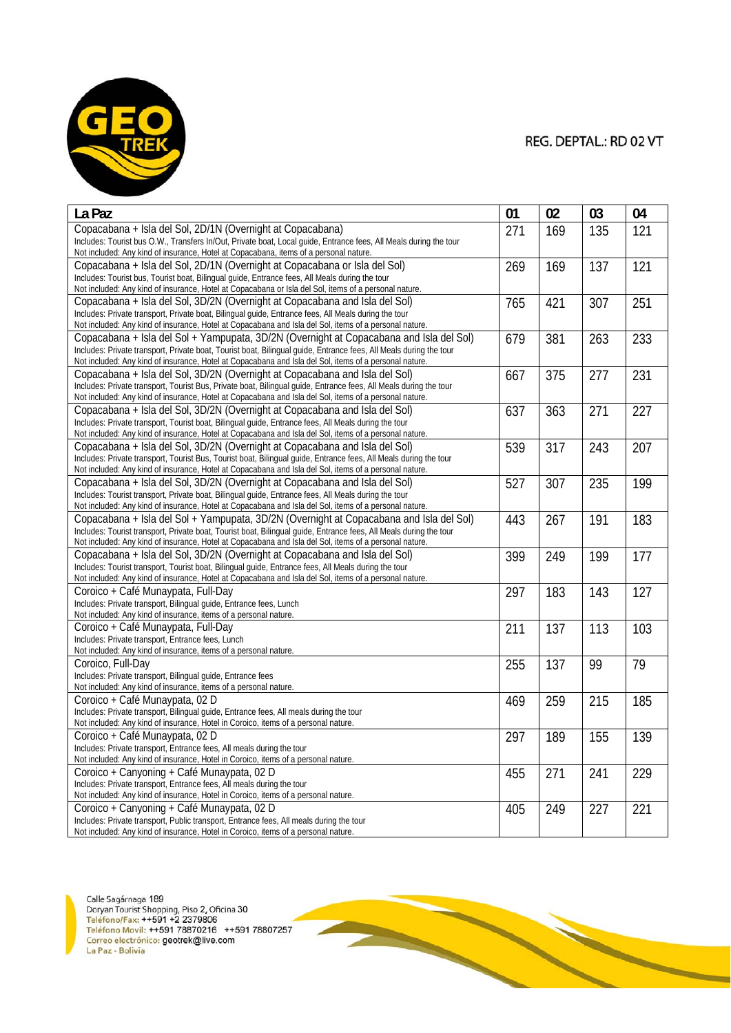REG. DEPTAL.: RD 02 VT

| La Paz | 01 | 02 | 03 | 04 |
|---|---|---|---|---|
| Copacabana + Isla del Sol, 2D/1N (Overnight at Copacabana)<br>Includes: Tourist bus O.W., Transfers In/Out, Private boat, Local guide, Entrance fees, All Meals during the tour<br>Not included: Any kind of insurance, Hotel at Copacabana, items of a personal nature. | 271 | 169 | 135 | 121 |
| Copacabana + Isla del Sol, 2D/1N (Overnight at Copacabana or Isla del Sol)<br>Includes: Tourist bus, Tourist boat, Bilingual guide, Entrance fees, All Meals during the tour<br>Not included: Any kind of insurance, Hotel at Copacabana or Isla del Sol, items of a personal nature. | 269 | 169 | 137 | 121 |
| Copacabana + Isla del Sol, 3D/2N (Overnight at Copacabana and Isla del Sol)<br>Includes: Private transport, Private boat, Bilingual guide, Entrance fees, All Meals during the tour<br>Not included: Any kind of insurance, Hotel at Copacabana and Isla del Sol, items of a personal nature. | 765 | 421 | 307 | 251 |
| Copacabana + Isla del Sol + Yampupata, 3D/2N (Overnight at Copacabana and Isla del Sol)<br>Includes: Private transport, Private boat, Tourist boat, Bilingual guide, Entrance fees, All Meals during the tour<br>Not included: Any kind of insurance, Hotel at Copacabana and Isla del Sol, items of a personal nature. | 679 | 381 | 263 | 233 |
| Copacabana + Isla del Sol, 3D/2N (Overnight at Copacabana and Isla del Sol)<br>Includes: Private transport, Tourist Bus, Private boat, Bilingual guide, Entrance fees, All Meals during the tour<br>Not included: Any kind of insurance, Hotel at Copacabana and Isla del Sol, items of a personal nature. | 667 | 375 | 277 | 231 |
| Copacabana + Isla del Sol, 3D/2N (Overnight at Copacabana and Isla del Sol)<br>Includes: Private transport, Tourist boat, Bilingual guide, Entrance fees, All Meals during the tour<br>Not included: Any kind of insurance, Hotel at Copacabana and Isla del Sol, items of a personal nature. | 637 | 363 | 271 | 227 |
| Copacabana + Isla del Sol, 3D/2N (Overnight at Copacabana and Isla del Sol)<br>Includes: Private transport, Tourist Bus, Tourist boat, Bilingual guide, Entrance fees, All Meals during the tour<br>Not included: Any kind of insurance, Hotel at Copacabana and Isla del Sol, items of a personal nature. | 539 | 317 | 243 | 207 |
| Copacabana + Isla del Sol, 3D/2N (Overnight at Copacabana and Isla del Sol)<br>Includes: Tourist transport, Private boat, Bilingual guide, Entrance fees, All Meals during the tour<br>Not included: Any kind of insurance, Hotel at Copacabana and Isla del Sol, items of a personal nature. | 527 | 307 | 235 | 199 |
| Copacabana + Isla del Sol + Yampupata, 3D/2N (Overnight at Copacabana and Isla del Sol)<br>Includes: Tourist transport, Private boat, Tourist boat, Bilingual guide, Entrance fees, All Meals during the tour<br>Not included: Any kind of insurance, Hotel at Copacabana and Isla del Sol, items of a personal nature. | 443 | 267 | 191 | 183 |
| Copacabana + Isla del Sol, 3D/2N (Overnight at Copacabana and Isla del Sol)<br>Includes: Tourist transport, Tourist boat, Bilingual guide, Entrance fees, All Meals during the tour<br>Not included: Any kind of insurance, Hotel at Copacabana and Isla del Sol, items of a personal nature. | 399 | 249 | 199 | 177 |
| Coroico + Café Munaypata, Full-Day<br>Includes: Private transport, Bilingual guide, Entrance fees, Lunch<br>Not included: Any kind of insurance, items of a personal nature. | 297 | 183 | 143 | 127 |
| Coroico + Café Munaypata, Full-Day<br>Includes: Private transport, Entrance fees, Lunch<br>Not included: Any kind of insurance, items of a personal nature. | 211 | 137 | 113 | 103 |
| Coroico, Full-Day<br>Includes: Private transport, Bilingual guide, Entrance fees<br>Not included: Any kind of insurance, items of a personal nature. | 255 | 137 | 99 | 79 |
| Coroico + Café Munaypata, 02 D<br>Includes: Private transport, Bilingual guide, Entrance fees, All meals during the tour<br>Not included: Any kind of insurance, Hotel in Coroico, items of a personal nature. | 469 | 259 | 215 | 185 |
| Coroico + Café Munaypata, 02 D<br>Includes: Private transport, Entrance fees, All meals during the tour<br>Not included: Any kind of insurance, Hotel in Coroico, items of a personal nature. | 297 | 189 | 155 | 139 |
| Coroico + Canyoning + Café Munaypata, 02 D<br>Includes: Private transport, Entrance fees, All meals during the tour<br>Not included: Any kind of insurance, Hotel in Coroico, items of a personal nature. | 455 | 271 | 241 | 229 |
| Coroico + Canyoning + Café Munaypata, 02 D<br>Includes: Private transport, Public transport, Entrance fees, All meals during the tour<br>Not included: Any kind of insurance, Hotel in Coroico, items of a personal nature. | 405 | 249 | 227 | 221 |

Calle Sagárnaga 189
Doryan Tourist Shopping, Piso 2, Oficina 30
Teléfono/Fax: ++591 +2 2379806
Teléfono Movil: ++591 78870216 ++591 78807257
Correo electrónico: geotrek@live.com
La Paz - Bolivia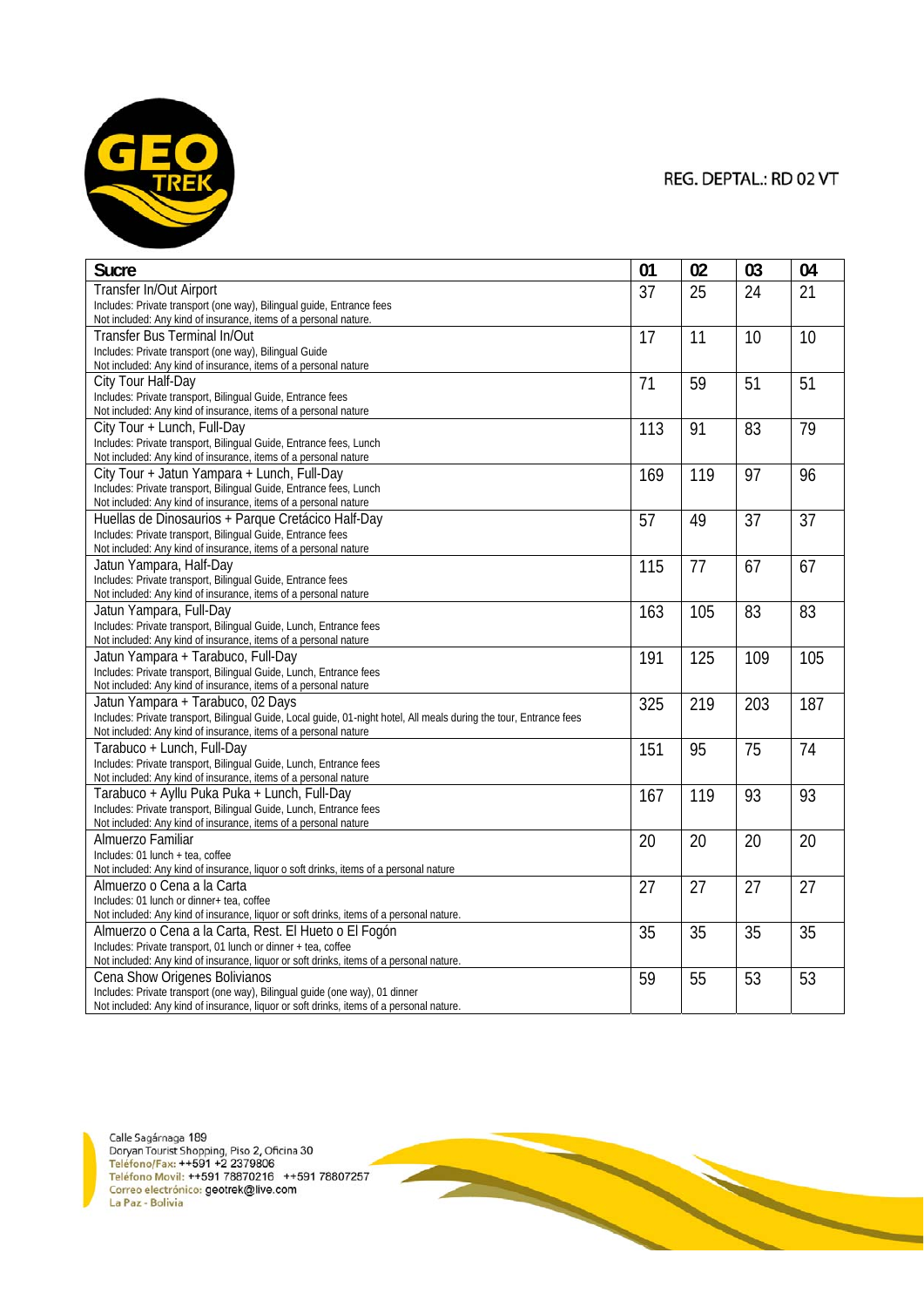REG. DEPTAL.: RD 02 VT

| Sucre | 01 | 02 | 03 | 04 |
|---|---|---|---|---|
| Transfer In/Out Airport<br>Includes: Private transport (one way), Bilingual guide, Entrance fees<br>Not included: Any kind of insurance, items of a personal nature. | 37 | 25 | 24 | 21 |
| Transfer Bus Terminal In/Out<br>Includes: Private transport (one way), Bilingual Guide<br>Not included: Any kind of insurance, items of a personal nature | 17 | 11 | 10 | 10 |
| City Tour Half-Day<br>Includes: Private transport, Bilingual Guide, Entrance fees<br>Not included: Any kind of insurance, items of a personal nature | 71 | 59 | 51 | 51 |
| City Tour + Lunch, Full-Day<br>Includes: Private transport, Bilingual Guide, Entrance fees, Lunch<br>Not included: Any kind of insurance, items of a personal nature | 113 | 91 | 83 | 79 |
| City Tour + Jatun Yampara + Lunch, Full-Day<br>Includes: Private transport, Bilingual Guide, Entrance fees, Lunch<br>Not included: Any kind of insurance, items of a personal nature | 169 | 119 | 97 | 96 |
| Huellas de Dinosaurios + Parque Cretácico Half-Day<br>Includes: Private transport, Bilingual Guide, Entrance fees<br>Not included: Any kind of insurance, items of a personal nature | 57 | 49 | 37 | 37 |
| Jatun Yampara, Half-Day<br>Includes: Private transport, Bilingual Guide, Entrance fees<br>Not included: Any kind of insurance, items of a personal nature | 115 | 77 | 67 | 67 |
| Jatun Yampara, Full-Day<br>Includes: Private transport, Bilingual Guide, Lunch, Entrance fees<br>Not included: Any kind of insurance, items of a personal nature | 163 | 105 | 83 | 83 |
| Jatun Yampara + Tarabuco, Full-Day<br>Includes: Private transport, Bilingual Guide, Lunch, Entrance fees<br>Not included: Any kind of insurance, items of a personal nature | 191 | 125 | 109 | 105 |
| Jatun Yampara + Tarabuco, 02 Days<br>Includes: Private transport, Bilingual Guide, Local guide, 01-night hotel, All meals during the tour, Entrance fees<br>Not included: Any kind of insurance, items of a personal nature | 325 | 219 | 203 | 187 |
| Tarabuco + Lunch, Full-Day<br>Includes: Private transport, Bilingual Guide, Lunch, Entrance fees<br>Not included: Any kind of insurance, items of a personal nature | 151 | 95 | 75 | 74 |
| Tarabuco + Ayllu Puka Puka + Lunch, Full-Day<br>Includes: Private transport, Bilingual Guide, Lunch, Entrance fees<br>Not included: Any kind of insurance, items of a personal nature | 167 | 119 | 93 | 93 |
| Almuerzo Familiar<br>Includes: 01 lunch + tea, coffee<br>Not included: Any kind of insurance, liquor o soft drinks, items of a personal nature | 20 | 20 | 20 | 20 |
| Almuerzo o Cena a la Carta<br>Includes: 01 lunch or dinner+ tea, coffee<br>Not included: Any kind of insurance, liquor or soft drinks, items of a personal nature. | 27 | 27 | 27 | 27 |
| Almuerzo o Cena a la Carta, Rest. El Hueto o El Fogón<br>Includes: Private transport, 01 lunch or dinner + tea, coffee<br>Not included: Any kind of insurance, liquor or soft drinks, items of a personal nature. | 35 | 35 | 35 | 35 |
| Cena Show Origenes Bolivianos<br>Includes: Private transport (one way), Bilingual guide (one way), 01 dinner<br>Not included: Any kind of insurance, liquor or soft drinks, items of a personal nature. | 59 | 55 | 53 | 53 |

Calle Sagárnaga 189
Doryan Tourist Shopping, Piso 2, Oficina 30
Teléfono/Fax: ++591 +2 2379806
Teléfono Movil: ++591 78870216 ++591 78807257
Correo electrónico: geotrek@live.com
La Paz - Bolivia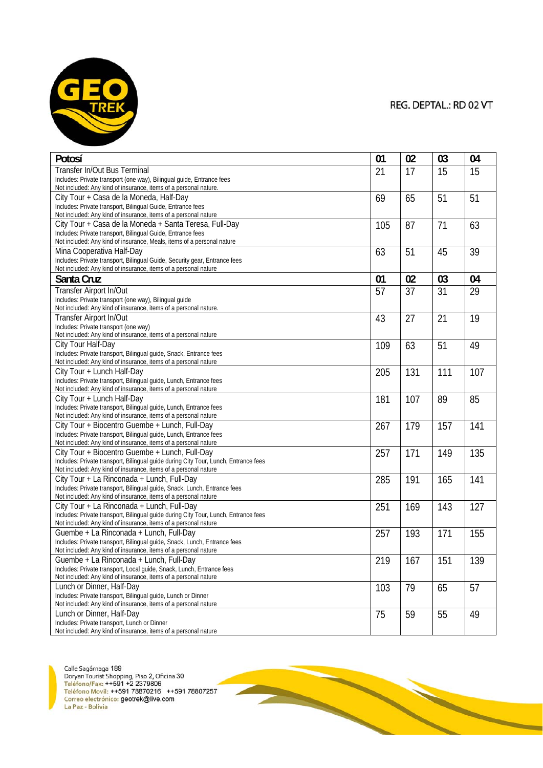REG. DEPTAL.: RD 02 VT

| Potosí | 01 | 02 | 03 | 04 |
|---|---|---|---|---|
| Transfer In/Out Bus Terminal<br>Includes: Private transport (one way), Bilingual guide, Entrance fees<br>Not included: Any kind of insurance, items of a personal nature. | 21 | 17 | 15 | 15 |
| City Tour + Casa de la Moneda, Half-Day<br>Includes: Private transport, Bilingual Guide, Entrance fees<br>Not included: Any kind of insurance, items of a personal nature | 69 | 65 | 51 | 51 |
| City Tour + Casa de la Moneda + Santa Teresa, Full-Day<br>Includes: Private transport, Bilingual Guide, Entrance fees<br>Not included: Any kind of insurance, Meals, items of a personal nature | 105 | 87 | 71 | 63 |
| Mina Cooperativa Half-Day<br>Includes: Private transport, Bilingual Guide, Security gear, Entrance fees<br>Not included: Any kind of insurance, items of a personal nature | 63 | 51 | 45 | 39 |
| **Santa Cruz** | **01** | **02** | **03** | **04** |
| Transfer Airport In/Out<br>Includes: Private transport (one way), Bilingual guide<br>Not included: Any kind of insurance, items of a personal nature. | 57 | 37 | 31 | 29 |
| Transfer Airport In/Out<br>Includes: Private transport (one way)<br>Not included: Any kind of insurance, items of a personal nature | 43 | 27 | 21 | 19 |
| City Tour Half-Day<br>Includes: Private transport, Bilingual guide, Snack, Entrance fees<br>Not included: Any kind of insurance, items of a personal nature | 109 | 63 | 51 | 49 |
| City Tour + Lunch Half-Day<br>Includes: Private transport, Bilingual guide, Lunch, Entrance fees<br>Not included: Any kind of insurance, items of a personal nature | 205 | 131 | 111 | 107 |
| City Tour + Lunch Half-Day<br>Includes: Private transport, Bilingual guide, Lunch, Entrance fees<br>Not included: Any kind of insurance, items of a personal nature | 181 | 107 | 89 | 85 |
| City Tour + Biocentro Guembe + Lunch, Full-Day<br>Includes: Private transport, Bilingual guide, Lunch, Entrance fees<br>Not included: Any kind of insurance, items of a personal nature | 267 | 179 | 157 | 141 |
| City Tour + Biocentro Guembe + Lunch, Full-Day<br>Includes: Private transport, Bilingual guide during City Tour, Lunch, Entrance fees<br>Not included: Any kind of insurance, items of a personal nature | 257 | 171 | 149 | 135 |
| City Tour + La Rinconada + Lunch, Full-Day<br>Includes: Private transport, Bilingual guide, Snack, Lunch, Entrance fees<br>Not included: Any kind of insurance, items of a personal nature | 285 | 191 | 165 | 141 |
| City Tour + La Rinconada + Lunch, Full-Day<br>Includes: Private transport, Bilingual guide during City Tour, Lunch, Entrance fees<br>Not included: Any kind of insurance, items of a personal nature | 251 | 169 | 143 | 127 |
| Guembe + La Rinconada + Lunch, Full-Day<br>Includes: Private transport, Bilingual guide, Snack, Lunch, Entrance fees<br>Not included: Any kind of insurance, items of a personal nature | 257 | 193 | 171 | 155 |
| Guembe + La Rinconada + Lunch, Full-Day<br>Includes: Private transport, Local guide, Snack, Lunch, Entrance fees<br>Not included: Any kind of insurance, items of a personal nature | 219 | 167 | 151 | 139 |
| Lunch or Dinner, Half-Day<br>Includes: Private transport, Bilingual guide, Lunch or Dinner<br>Not included: Any kind of insurance, items of a personal nature | 103 | 79 | 65 | 57 |
| Lunch or Dinner, Half-Day<br>Includes: Private transport, Lunch or Dinner<br>Not included: Any kind of insurance, items of a personal nature | 75 | 59 | 55 | 49 |

Calle Sagárnaga 189
Doryan Tourist Shopping, Piso 2, Oficina 30
Teléfono/Fax: ++591 +2 2379806
Teléfono Movil: ++591 78870216 ++591 78807257
Correo electrónico: geotrek@live.com
La Paz - Bolivia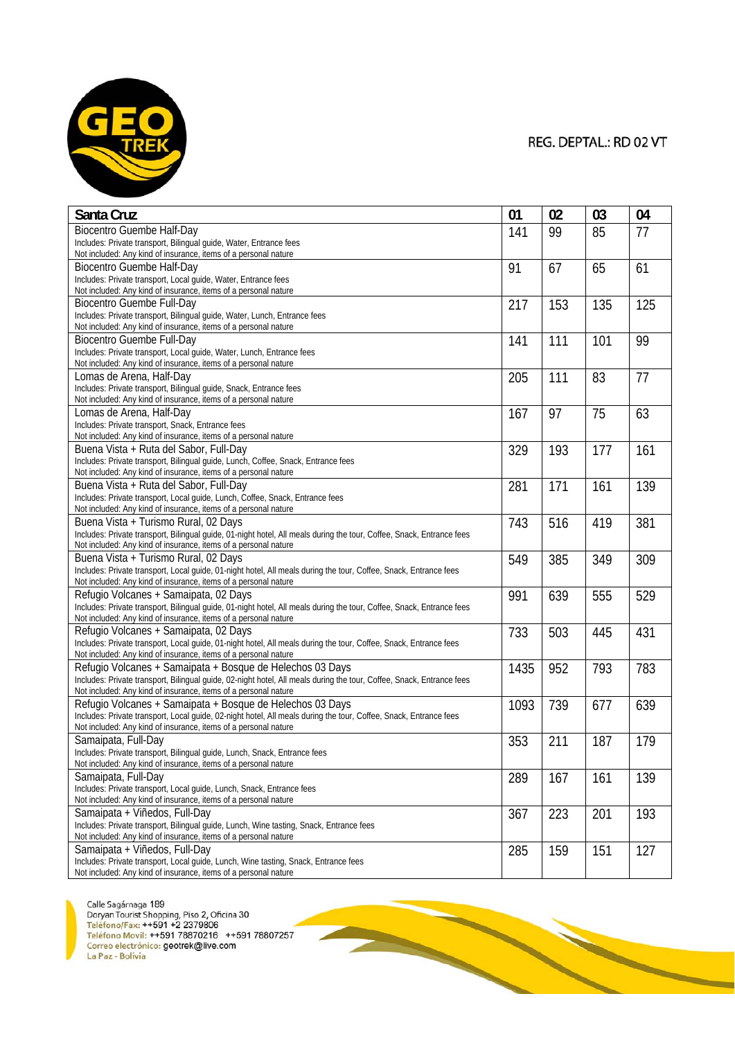REG. DEPTAL.: RD 02 VT

| Santa Cruz | 01 | 02 | 03 | 04 |
|---|---|---|---|---|
| Biocentro Guembe Half-Day<br>Includes: Private transport, Bilingual guide, Water, Entrance fees<br>Not included: Any kind of insurance, items of a personal nature | 141 | 99 | 85 | 77 |
| Biocentro Guembe Half-Day<br>Includes: Private transport, Local guide, Water, Entrance fees<br>Not included: Any kind of insurance, items of a personal nature | 91 | 67 | 65 | 61 |
| Biocentro Guembe Full-Day<br>Includes: Private transport, Bilingual guide, Water, Lunch, Entrance fees<br>Not included: Any kind of insurance, items of a personal nature | 217 | 153 | 135 | 125 |
| Biocentro Guembe Full-Day<br>Includes: Private transport, Local guide, Water, Lunch, Entrance fees<br>Not included: Any kind of insurance, items of a personal nature | 141 | 111 | 101 | 99 |
| Lomas de Arena, Half-Day<br>Includes: Private transport, Bilingual guide, Snack, Entrance fees<br>Not included: Any kind of insurance, items of a personal nature | 205 | 111 | 83 | 77 |
| Lomas de Arena, Half-Day<br>Includes: Private transport, Snack, Entrance fees<br>Not included: Any kind of insurance, items of a personal nature | 167 | 97 | 75 | 63 |
| Buena Vista + Ruta del Sabor, Full-Day<br>Includes: Private transport, Bilingual guide, Lunch, Coffee, Snack, Entrance fees<br>Not included: Any kind of insurance, items of a personal nature | 329 | 193 | 177 | 161 |
| Buena Vista + Ruta del Sabor, Full-Day<br>Includes: Private transport, Local guide, Lunch, Coffee, Snack, Entrance fees<br>Not included: Any kind of insurance, items of a personal nature | 281 | 171 | 161 | 139 |
| Buena Vista + Turismo Rural, 02 Days<br>Includes: Private transport, Bilingual guide, 01-night hotel, All meals during the tour, Coffee, Snack, Entrance fees<br>Not included: Any kind of insurance, items of a personal nature | 743 | 516 | 419 | 381 |
| Buena Vista + Turismo Rural, 02 Days<br>Includes: Private transport, Local guide, 01-night hotel, All meals during the tour, Coffee, Snack, Entrance fees<br>Not included: Any kind of insurance, items of a personal nature | 549 | 385 | 349 | 309 |
| Refugio Volcanes + Samaipata, 02 Days<br>Includes: Private transport, Bilingual guide, 01-night hotel, All meals during the tour, Coffee, Snack, Entrance fees<br>Not included: Any kind of insurance, items of a personal nature | 991 | 639 | 555 | 529 |
| Refugio Volcanes + Samaipata, 02 Days<br>Includes: Private transport, Local guide, 01-night hotel, All meals during the tour, Coffee, Snack, Entrance fees<br>Not included: Any kind of insurance, items of a personal nature | 733 | 503 | 445 | 431 |
| Refugio Volcanes + Samaipata + Bosque de Helechos 03 Days<br>Includes: Private transport, Bilingual guide, 02-night hotel, All meals during the tour, Coffee, Snack, Entrance fees<br>Not included: Any kind of insurance, items of a personal nature | 1435 | 952 | 793 | 783 |
| Refugio Volcanes + Samaipata + Bosque de Helechos 03 Days<br>Includes: Private transport, Local guide, 02-night hotel, All meals during the tour, Coffee, Snack, Entrance fees<br>Not included: Any kind of insurance, items of a personal nature | 1093 | 739 | 677 | 639 |
| Samaipata, Full-Day<br>Includes: Private transport, Bilingual guide, Lunch, Snack, Entrance fees<br>Not included: Any kind of insurance, items of a personal nature | 353 | 211 | 187 | 179 |
| Samaipata, Full-Day<br>Includes: Private transport, Local guide, Lunch, Snack, Entrance fees<br>Not included: Any kind of insurance, items of a personal nature | 289 | 167 | 161 | 139 |
| Samaipata + Viñedos, Full-Day<br>Includes: Private transport, Bilingual guide, Lunch, Wine tasting, Snack, Entrance fees<br>Not included: Any kind of insurance, items of a personal nature | 367 | 223 | 201 | 193 |
| Samaipata + Viñedos, Full-Day<br>Includes: Private transport, Local guide, Lunch, Wine tasting, Snack, Entrance fees<br>Not included: Any kind of insurance, items of a personal nature | 285 | 159 | 151 | 127 |

Calle Sagárnaga 189
Doryan Tourist Shopping, Piso 2, Oficina 30
Teléfono/Fax: ++591 +2 2379806
Teléfono Movil: ++591 78870216 ++591 78807257
Correo electrónico: geotrek@live.com
La Paz - Bolivia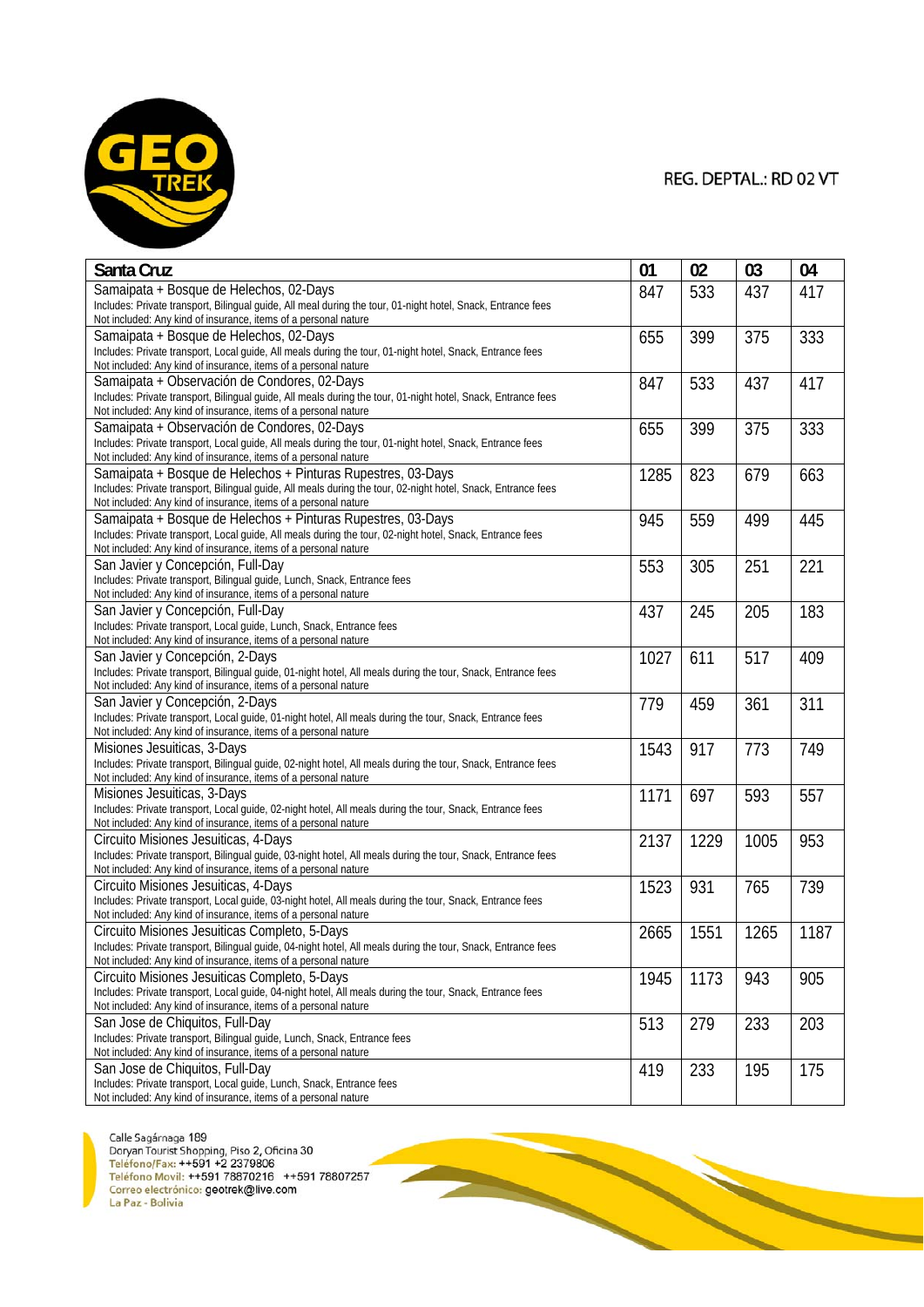REG. DEPTAL.: RD 02 VT

| Santa Cruz | 01 | 02 | 03 | 04 |
|---|---|---|---|---|
| Samaipata + Bosque de Helechos, 02-Days<br>Includes: Private transport, Bilingual guide, All meal during the tour, 01-night hotel, Snack, Entrance fees<br>Not included: Any kind of insurance, items of a personal nature | 847 | 533 | 437 | 417 |
| Samaipata + Bosque de Helechos, 02-Days<br>Includes: Private transport, Local guide, All meals during the tour, 01-night hotel, Snack, Entrance fees<br>Not included: Any kind of insurance, items of a personal nature | 655 | 399 | 375 | 333 |
| Samaipata + Observación de Condores, 02-Days<br>Includes: Private transport, Bilingual guide, All meals during the tour, 01-night hotel, Snack, Entrance fees<br>Not included: Any kind of insurance, items of a personal nature | 847 | 533 | 437 | 417 |
| Samaipata + Observación de Condores, 02-Days<br>Includes: Private transport, Local guide, All meals during the tour, 01-night hotel, Snack, Entrance fees<br>Not included: Any kind of insurance, items of a personal nature | 655 | 399 | 375 | 333 |
| Samaipata + Bosque de Helechos + Pinturas Rupestres, 03-Days<br>Includes: Private transport, Bilingual guide, All meals during the tour, 02-night hotel, Snack, Entrance fees<br>Not included: Any kind of insurance, items of a personal nature | 1285 | 823 | 679 | 663 |
| Samaipata + Bosque de Helechos + Pinturas Rupestres, 03-Days<br>Includes: Private transport, Local guide, All meals during the tour, 02-night hotel, Snack, Entrance fees<br>Not included: Any kind of insurance, items of a personal nature | 945 | 559 | 499 | 445 |
| San Javier y Concepción, Full-Day<br>Includes: Private transport, Bilingual guide, Lunch, Snack, Entrance fees<br>Not included: Any kind of insurance, items of a personal nature | 553 | 305 | 251 | 221 |
| San Javier y Concepción, Full-Day<br>Includes: Private transport, Local guide, Lunch, Snack, Entrance fees<br>Not included: Any kind of insurance, items of a personal nature | 437 | 245 | 205 | 183 |
| San Javier y Concepción, 2-Days<br>Includes: Private transport, Bilingual guide, 01-night hotel, All meals during the tour, Snack, Entrance fees<br>Not included: Any kind of insurance, items of a personal nature | 1027 | 611 | 517 | 409 |
| San Javier y Concepción, 2-Days<br>Includes: Private transport, Local guide, 01-night hotel, All meals during the tour, Snack, Entrance fees<br>Not included: Any kind of insurance, items of a personal nature | 779 | 459 | 361 | 311 |
| Misiones Jesuiticas, 3-Days<br>Includes: Private transport, Bilingual guide, 02-night hotel, All meals during the tour, Snack, Entrance fees<br>Not included: Any kind of insurance, items of a personal nature | 1543 | 917 | 773 | 749 |
| Misiones Jesuiticas, 3-Days<br>Includes: Private transport, Local guide, 02-night hotel, All meals during the tour, Snack, Entrance fees<br>Not included: Any kind of insurance, items of a personal nature | 1171 | 697 | 593 | 557 |
| Circuito Misiones Jesuiticas, 4-Days<br>Includes: Private transport, Bilingual guide, 03-night hotel, All meals during the tour, Snack, Entrance fees<br>Not included: Any kind of insurance, items of a personal nature | 2137 | 1229 | 1005 | 953 |
| Circuito Misiones Jesuiticas, 4-Days<br>Includes: Private transport, Local guide, 03-night hotel, All meals during the tour, Snack, Entrance fees<br>Not included: Any kind of insurance, items of a personal nature | 1523 | 931 | 765 | 739 |
| Circuito Misiones Jesuiticas Completo, 5-Days<br>Includes: Private transport, Bilingual guide, 04-night hotel, All meals during the tour, Snack, Entrance fees<br>Not included: Any kind of insurance, items of a personal nature | 2665 | 1551 | 1265 | 1187 |
| Circuito Misiones Jesuiticas Completo, 5-Days<br>Includes: Private transport, Local guide, 04-night hotel, All meals during the tour, Snack, Entrance fees<br>Not included: Any kind of insurance, items of a personal nature | 1945 | 1173 | 943 | 905 |
| San Jose de Chiquitos, Full-Day<br>Includes: Private transport, Bilingual guide, Lunch, Snack, Entrance fees<br>Not included: Any kind of insurance, items of a personal nature | 513 | 279 | 233 | 203 |
| San Jose de Chiquitos, Full-Day<br>Includes: Private transport, Local guide, Lunch, Snack, Entrance fees<br>Not included: Any kind of insurance, items of a personal nature | 419 | 233 | 195 | 175 |

Calle Sagárnaga 189
Doryan Tourist Shopping, Piso 2, Oficina 30
Teléfono/Fax: ++591 +2 2379806
Teléfono Movil: ++591 78870216 ++591 78807257
Correo electrónico: geotrek@live.com
La Paz - Bolivia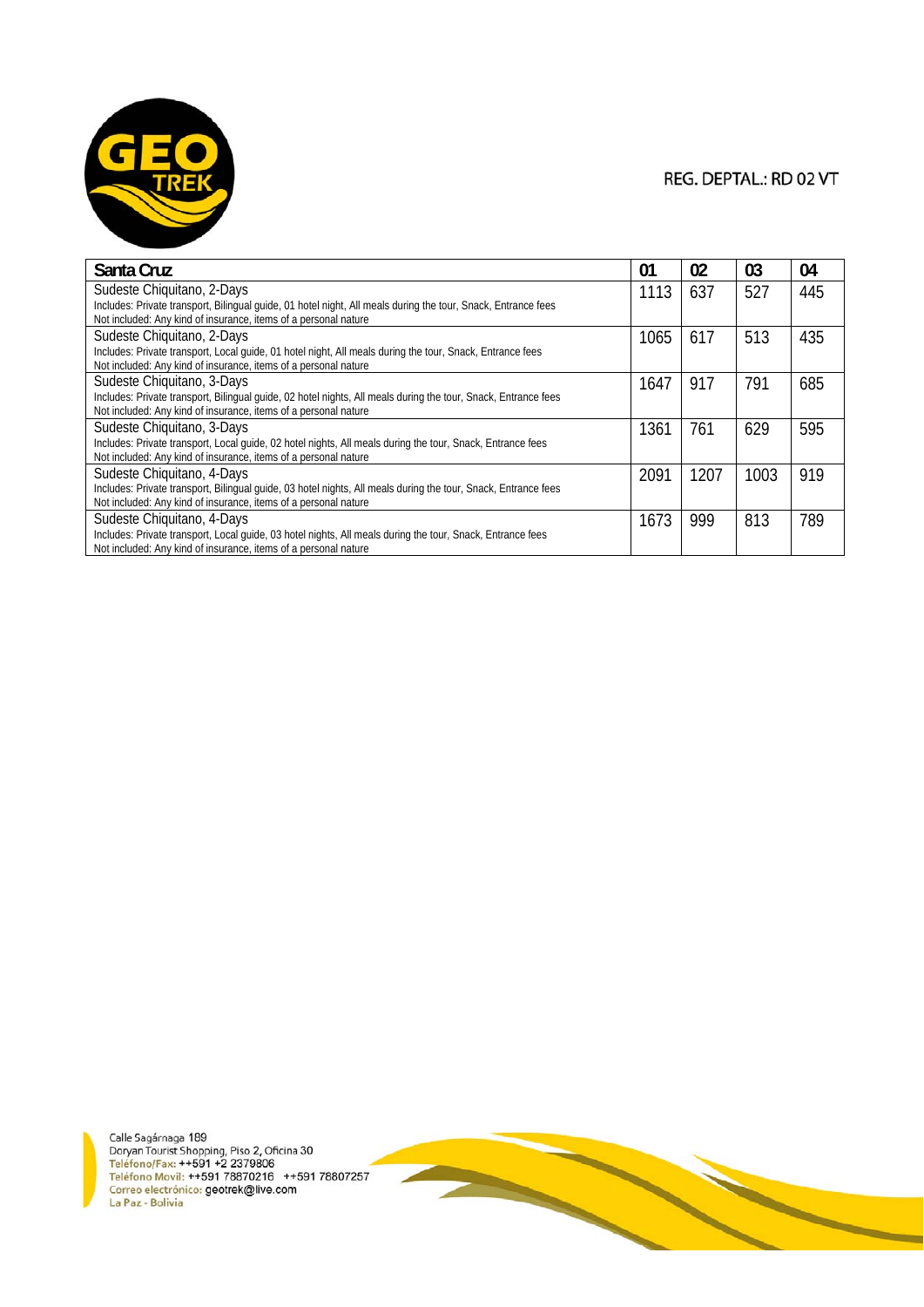REG. DEPTAL.: RD 02 VT

| Santa Cruz | 01 | 02 | 03 | 04 |
|---|---|---|---|---|
| Sudeste Chiquitano, 2-Days<br>Includes: Private transport, Bilingual guide, 01 hotel night, All meals during the tour, Snack, Entrance fees<br>Not included: Any kind of insurance, items of a personal nature | 1113 | 637 | 527 | 445 |
| Sudeste Chiquitano, 2-Days<br>Includes: Private transport, Local guide, 01 hotel night, All meals during the tour, Snack, Entrance fees<br>Not included: Any kind of insurance, items of a personal nature | 1065 | 617 | 513 | 435 |
| Sudeste Chiquitano, 3-Days<br>Includes: Private transport, Bilingual guide, 02 hotel nights, All meals during the tour, Snack, Entrance fees<br>Not included: Any kind of insurance, items of a personal nature | 1647 | 917 | 791 | 685 |
| Sudeste Chiquitano, 3-Days<br>Includes: Private transport, Local guide, 02 hotel nights, All meals during the tour, Snack, Entrance fees<br>Not included: Any kind of insurance, items of a personal nature | 1361 | 761 | 629 | 595 |
| Sudeste Chiquitano, 4-Days<br>Includes: Private transport, Bilingual guide, 03 hotel nights, All meals during the tour, Snack, Entrance fees<br>Not included: Any kind of insurance, items of a personal nature | 2091 | 1207 | 1003 | 919 |
| Sudeste Chiquitano, 4-Days<br>Includes: Private transport, Local guide, 03 hotel nights, All meals during the tour, Snack, Entrance fees<br>Not included: Any kind of insurance, items of a personal nature | 1673 | 999 | 813 | 789 |